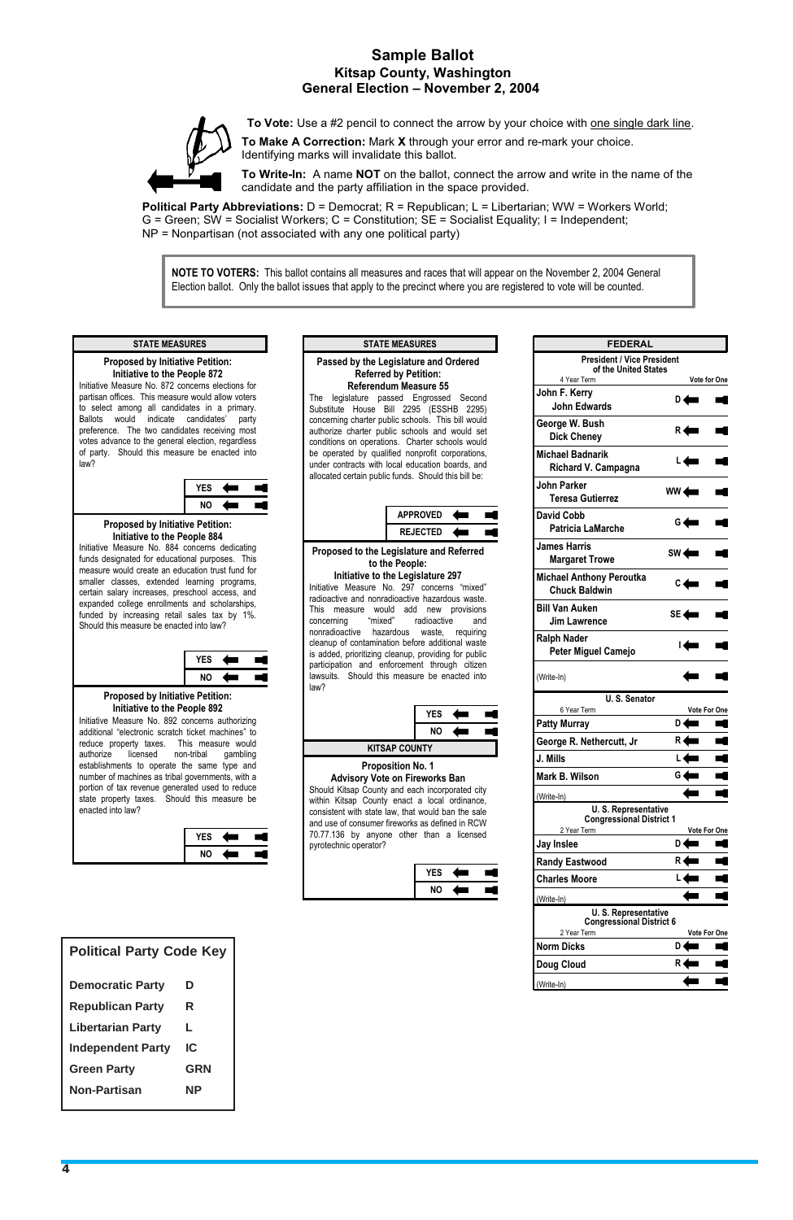# Sample Ballot
## Kitsap County, Washington
## General Election – November 2, 2004

**To Vote:** Use a #2 pencil to connect the arrow by your choice with one single dark line.

**To Make A Correction:** Mark **X** through your error and re-mark your choice. Identifying marks will invalidate this ballot.

**To Write-In:** A name **NOT** on the ballot, connect the arrow and write in the name of the candidate and the party affiliation in the space provided.

**Political Party Abbreviations:** D = Democrat; R = Republican; L = Libertarian; WW = Workers World; G = Green; SW = Socialist Workers; C = Constitution; SE = Socialist Equality; I = Independent; NP = Nonpartisan (not associated with any one political party)

**NOTE TO VOTERS:** This ballot contains all measures and races that will appear on the November 2, 2004 General Election ballot. Only the ballot issues that apply to the precinct where you are registered to vote will be counted.

---

### STATE MEASURES

**Proposed by Initiative Petition:**
**Initiative to the People 872**

Initiative Measure No. 872 concerns elections for partisan offices. This measure would allow voters to select among all candidates in a primary. Ballots would indicate candidates' party preference. The two candidates receiving most votes advance to the general election, regardless of party. Should this measure be enacted into law?

- YES
- NO

**Proposed by Initiative Petition:**
**Initiative to the People 884**

Initiative Measure No. 884 concerns dedicating funds designated for educational purposes. This measure would create an education trust fund for smaller classes, extended learning programs, certain salary increases, preschool access, and expanded college enrollments and scholarships, funded by increasing retail sales tax by 1%. Should this measure be enacted into law?

- YES
- NO

**Proposed by Initiative Petition:**
**Initiative to the People 892**

Initiative Measure No. 892 concerns authorizing additional "electronic scratch ticket machines" to reduce property taxes. This measure would authorize licensed non-tribal gambling establishments to operate the same type and number of machines as tribal governments, with a portion of tax revenue generated used to reduce state property taxes. Should this measure be enacted into law?

- YES
- NO

### STATE MEASURES

**Passed by the Legislature and Ordered Referred by Petition:**
**Referendum Measure 55**

The legislature passed Engrossed Second Substitute House Bill 2295 (ESSHB 2295) concerning charter public schools. This bill would authorize charter public schools and would set conditions on operations. Charter schools would be operated by qualified nonprofit corporations, under contracts with local education boards, and allocated certain public funds. Should this bill be:

- APPROVED
- REJECTED

**Proposed to the Legislature and Referred to the People:**
**Initiative to the Legislature 297**

Initiative Measure No. 297 concerns "mixed" radioactive and nonradioactive hazardous waste. This measure would add new provisions concerning "mixed" radioactive and nonradioactive hazardous waste, requiring cleanup of contamination before additional waste is added, prioritizing cleanup, providing for public participation and enforcement through citizen lawsuits. Should this measure be enacted into law?

- YES
- NO

### KITSAP COUNTY

**Proposition No. 1**
**Advisory Vote on Fireworks Ban**

Should Kitsap County and each incorporated city within Kitsap County enact a local ordinance, consistent with state law, that would ban the sale and use of consumer fireworks as defined in RCW 70.77.136 by anyone other than a licensed pyrotechnic operator?

- YES
- NO

### FEDERAL

**President / Vice President of the United States**
4 Year Term — Vote for One

| Candidates | Party |
|---|---|
| John F. Kerry / John Edwards | D |
| George W. Bush / Dick Cheney | R |
| Michael Badnarik / Richard V. Campagna | L |
| John Parker / Teresa Gutierrez | WW |
| David Cobb / Patricia LaMarche | G |
| James Harris / Margaret Trowe | SW |
| Michael Anthony Peroutka / Chuck Baldwin | C |
| Bill Van Auken / Jim Lawrence | SE |
| Ralph Nader / Peter Miguel Camejo | I |
| (Write-In) | |

**U. S. Senator**
6 Year Term — Vote For One

| Candidate | Party |
|---|---|
| Patty Murray | D |
| George R. Nethercutt, Jr | R |
| J. Mills | L |
| Mark B. Wilson | G |
| (Write-In) | |

**U. S. Representative Congressional District 1**
2 Year Term — Vote For One

| Candidate | Party |
|---|---|
| Jay Inslee | D |
| Randy Eastwood | R |
| Charles Moore | L |
| (Write-In) | |

**U. S. Representative Congressional District 6**
2 Year Term — Vote For One

| Candidate | Party |
|---|---|
| Norm Dicks | D |
| Doug Cloud | R |
| (Write-In) | |

### Political Party Code Key

| Party | Code |
|---|---|
| Democratic Party | D |
| Republican Party | R |
| Libertarian Party | L |
| Independent Party | IC |
| Green Party | GRN |
| Non-Partisan | NP |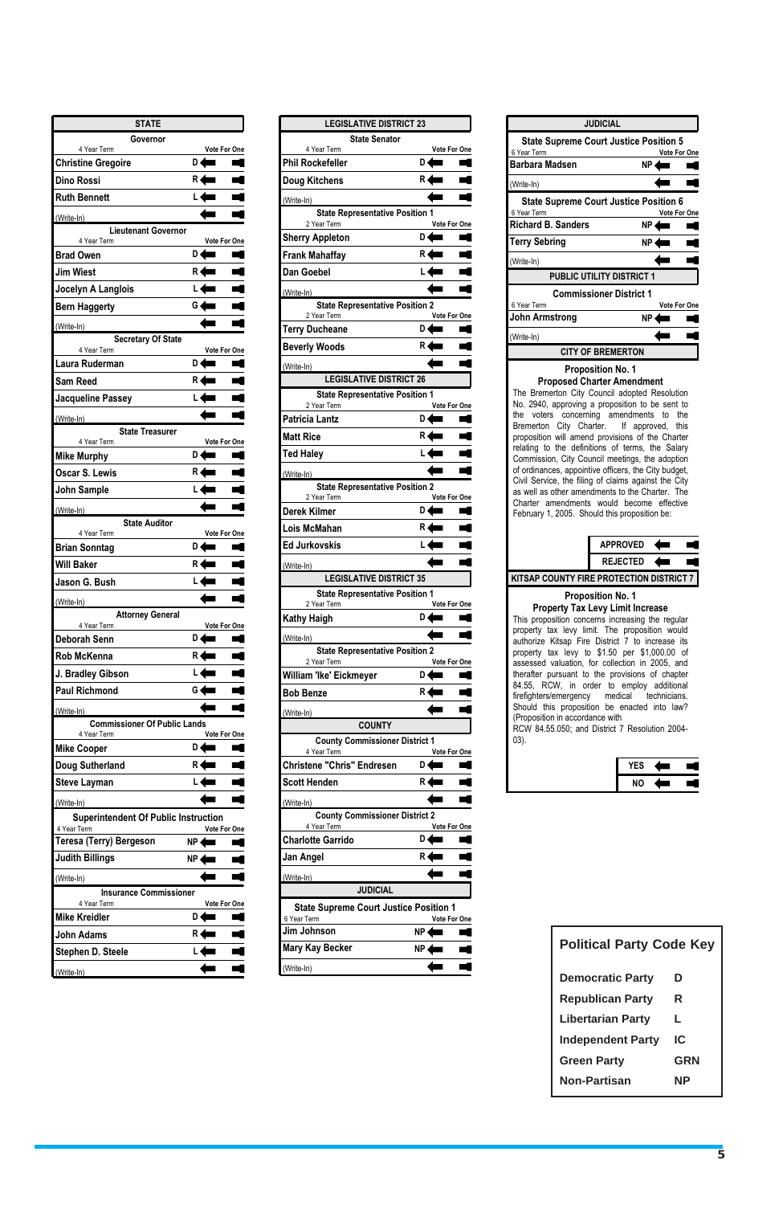## STATE

**Governor**
4 Year Term — Vote For One

| Candidate | Party |
|---|---|
| Christine Gregoire | D |
| Dino Rossi | R |
| Ruth Bennett | L |
| (Write-In) | |

**Lieutenant Governor**
4 Year Term — Vote For One

| Candidate | Party |
|---|---|
| Brad Owen | D |
| Jim Wiest | R |
| Jocelyn A Langlois | L |
| Bern Haggerty | G |
| (Write-In) | |

**Secretary Of State**
4 Year Term — Vote For One

| Candidate | Party |
|---|---|
| Laura Ruderman | D |
| Sam Reed | R |
| Jacqueline Passey | L |
| (Write-In) | |

**State Treasurer**
4 Year Term — Vote For One

| Candidate | Party |
|---|---|
| Mike Murphy | D |
| Oscar S. Lewis | R |
| John Sample | L |
| (Write-In) | |

**State Auditor**
4 Year Term — Vote For One

| Candidate | Party |
|---|---|
| Brian Sonntag | D |
| Will Baker | R |
| Jason G. Bush | L |
| (Write-In) | |

**Attorney General**
4 Year Term — Vote For One

| Candidate | Party |
|---|---|
| Deborah Senn | D |
| Rob McKenna | R |
| J. Bradley Gibson | L |
| Paul Richmond | G |
| (Write-In) | |

**Commissioner Of Public Lands**
4 Year Term — Vote For One

| Candidate | Party |
|---|---|
| Mike Cooper | D |
| Doug Sutherland | R |
| Steve Layman | L |
| (Write-In) | |

**Superintendent Of Public Instruction**
4 Year Term — Vote For One

| Candidate | Party |
|---|---|
| Teresa (Terry) Bergeson | NP |
| Judith Billings | NP |
| (Write-In) | |

**Insurance Commissioner**
4 Year Term — Vote For One

| Candidate | Party |
|---|---|
| Mike Kreidler | D |
| John Adams | R |
| Stephen D. Steele | L |
| (Write-In) | |

## LEGISLATIVE DISTRICT 23

**State Senator**
4 Year Term — Vote For One

| Candidate | Party |
|---|---|
| Phil Rockefeller | D |
| Doug Kitchens | R |
| (Write-In) | |

**State Representative Position 1**
2 Year Term — Vote For One

| Candidate | Party |
|---|---|
| Sherry Appleton | D |
| Frank Mahaffay | R |
| Dan Goebel | L |
| (Write-In) | |

**State Representative Position 2**
2 Year Term — Vote For One

| Candidate | Party |
|---|---|
| Terry Ducheane | D |
| Beverly Woods | R |
| (Write-In) | |

## LEGISLATIVE DISTRICT 26

**State Representative Position 1**
2 Year Term — Vote For One

| Candidate | Party |
|---|---|
| Patricia Lantz | D |
| Matt Rice | R |
| Ted Haley | L |
| (Write-In) | |

**State Representative Position 2**
2 Year Term — Vote For One

| Candidate | Party |
|---|---|
| Derek Kilmer | D |
| Lois McMahan | R |
| Ed Jurkovskis | L |
| (Write-In) | |

## LEGISLATIVE DISTRICT 35

**State Representative Position 1**
2 Year Term — Vote For One

| Candidate | Party |
|---|---|
| Kathy Haigh | D |
| (Write-In) | |

**State Representative Position 2**
2 Year Term — Vote For One

| Candidate | Party |
|---|---|
| William 'Ike' Eickmeyer | D |
| Bob Benze | R |
| (Write-In) | |

## COUNTY

**County Commissioner District 1**
4 Year Term — Vote For One

| Candidate | Party |
|---|---|
| Christene "Chris" Endresen | D |
| Scott Henden | R |
| (Write-In) | |

**County Commissioner District 2**
4 Year Term — Vote For One

| Candidate | Party |
|---|---|
| Charlotte Garrido | D |
| Jan Angel | R |
| (Write-In) | |

## JUDICIAL

**State Supreme Court Justice Position 1**
6 Year Term — Vote For One

| Candidate | Party |
|---|---|
| Jim Johnson | NP |
| Mary Kay Becker | NP |
| (Write-In) | |

**State Supreme Court Justice Position 5**
6 Year Term — Vote For One

| Candidate | Party |
|---|---|
| Barbara Madsen | NP |
| (Write-In) | |

**State Supreme Court Justice Position 6**
6 Year Term — Vote For One

| Candidate | Party |
|---|---|
| Richard B. Sanders | NP |
| Terry Sebring | NP |
| (Write-In) | |

## PUBLIC UTILITY DISTRICT 1

**Commissioner District 1**
6 Year Term — Vote For One

| Candidate | Party |
|---|---|
| John Armstrong | NP |
| (Write-In) | |

## CITY OF BREMERTON

**Proposition No. 1**
**Proposed Charter Amendment**

The Bremerton City Council adopted Resolution No. 2940, approving a proposition to be sent to the voters concerning amendments to the Bremerton City Charter. If approved, this proposition will amend provisions of the Charter relating to the definitions of terms, the Salary Commission, City Council meetings, the adoption of ordinances, appointive officers, the City budget, Civil Service, the filing of claims against the City as well as other amendments to the Charter. The Charter amendments would become effective February 1, 2005. Should this proposition be:

- APPROVED
- REJECTED

## KITSAP COUNTY FIRE PROTECTION DISTRICT 7

**Proposition No. 1**
**Property Tax Levy Limit Increase**

This proposition concerns increasing the regular property tax levy limit. The proposition would authorize Kitsap Fire District 7 to increase its property tax levy to $1.50 per $1,000.00 of assessed valuation, for collection in 2005, and therafter pursuant to the provisions of chapter 84.55, RCW, in order to employ additional firefighters/emergency medical technicians. Should this proposition be enacted into law? (Proposition in accordance with RCW 84.55.050; and District 7 Resolution 2004-03).

- YES
- NO

## Political Party Code Key

| Party | Code |
|---|---|
| Democratic Party | D |
| Republican Party | R |
| Libertarian Party | L |
| Independent Party | IC |
| Green Party | GRN |
| Non-Partisan | NP |